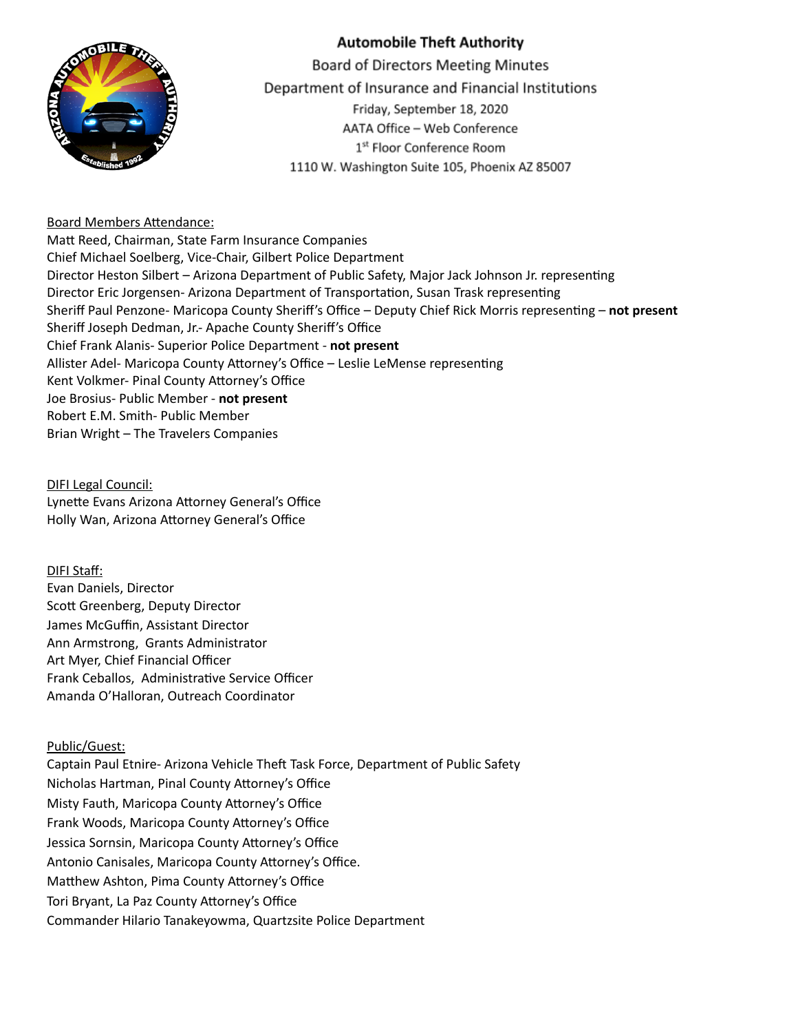# Automobile Theft Authority

Board of Directors Meeting Minutes

Department of Insurance and Financial Institutions

Friday, September 18, 2020

AATA Office – Web Conference

1st Floor Conference Room

1110 W. Washington Suite 105, Phoenix AZ 85007

Board Members Attendance:

Matt Reed, Chairman, State Farm Insurance Companies
Chief Michael Soelberg, Vice-Chair, Gilbert Police Department
Director Heston Silbert – Arizona Department of Public Safety, Major Jack Johnson Jr. representing
Director Eric Jorgensen- Arizona Department of Transportation, Susan Trask representing
Sheriff Paul Penzone- Maricopa County Sheriff's Office – Deputy Chief Rick Morris representing – **not present**
Sheriff Joseph Dedman, Jr.- Apache County Sheriff's Office
Chief Frank Alanis- Superior Police Department - **not present**
Allister Adel- Maricopa County Attorney's Office – Leslie LeMense representing
Kent Volkmer- Pinal County Attorney's Office
Joe Brosius- Public Member - **not present**
Robert E.M. Smith- Public Member
Brian Wright – The Travelers Companies

DIFI Legal Council:

Lynette Evans Arizona Attorney General's Office
Holly Wan, Arizona Attorney General's Office

DIFI Staff:

Evan Daniels, Director
Scott Greenberg, Deputy Director
James McGuffin, Assistant Director
Ann Armstrong, Grants Administrator
Art Myer, Chief Financial Officer
Frank Ceballos, Administrative Service Officer
Amanda O'Halloran, Outreach Coordinator

Public/Guest:

Captain Paul Etnire- Arizona Vehicle Theft Task Force, Department of Public Safety
Nicholas Hartman, Pinal County Attorney's Office
Misty Fauth, Maricopa County Attorney's Office
Frank Woods, Maricopa County Attorney's Office
Jessica Sornsin, Maricopa County Attorney's Office
Antonio Canisales, Maricopa County Attorney's Office.
Matthew Ashton, Pima County Attorney's Office
Tori Bryant, La Paz County Attorney's Office
Commander Hilario Tanakeyowma, Quartzsite Police Department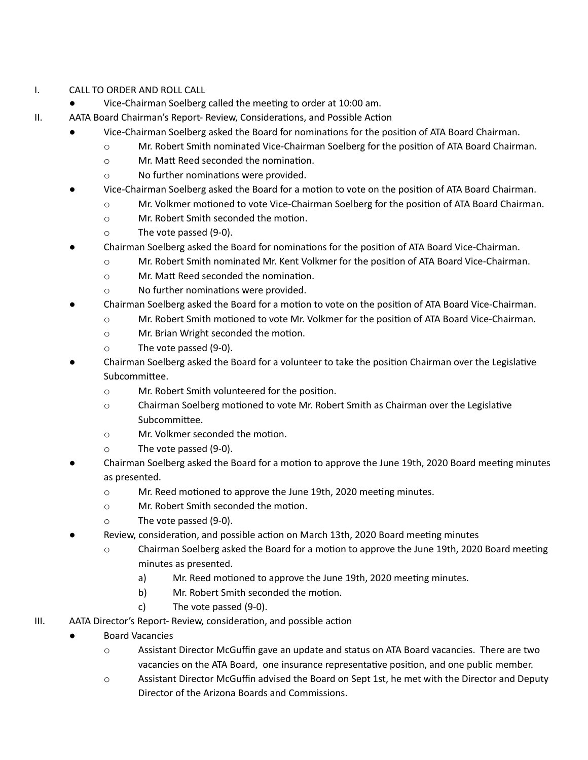I. CALL TO ORDER AND ROLL CALL
  - Vice-Chairman Soelberg called the meeting to order at 10:00 am.

II. AATA Board Chairman's Report- Review, Considerations, and Possible Action
  - Vice-Chairman Soelberg asked the Board for nominations for the position of ATA Board Chairman.
    - Mr. Robert Smith nominated Vice-Chairman Soelberg for the position of ATA Board Chairman.
    - Mr. Matt Reed seconded the nomination.
    - No further nominations were provided.
  - Vice-Chairman Soelberg asked the Board for a motion to vote on the position of ATA Board Chairman.
    - Mr. Volkmer motioned to vote Vice-Chairman Soelberg for the position of ATA Board Chairman.
    - Mr. Robert Smith seconded the motion.
    - The vote passed (9-0).
  - Chairman Soelberg asked the Board for nominations for the position of ATA Board Vice-Chairman.
    - Mr. Robert Smith nominated Mr. Kent Volkmer for the position of ATA Board Vice-Chairman.
    - Mr. Matt Reed seconded the nomination.
    - No further nominations were provided.
  - Chairman Soelberg asked the Board for a motion to vote on the position of ATA Board Vice-Chairman.
    - Mr. Robert Smith motioned to vote Mr. Volkmer for the position of ATA Board Vice-Chairman.
    - Mr. Brian Wright seconded the motion.
    - The vote passed (9-0).
  - Chairman Soelberg asked the Board for a volunteer to take the position Chairman over the Legislative Subcommittee.
    - Mr. Robert Smith volunteered for the position.
    - Chairman Soelberg motioned to vote Mr. Robert Smith as Chairman over the Legislative Subcommittee.
    - Mr. Volkmer seconded the motion.
    - The vote passed (9-0).
  - Chairman Soelberg asked the Board for a motion to approve the June 19th, 2020 Board meeting minutes as presented.
    - Mr. Reed motioned to approve the June 19th, 2020 meeting minutes.
    - Mr. Robert Smith seconded the motion.
    - The vote passed (9-0).
  - Review, consideration, and possible action on March 13th, 2020 Board meeting minutes
    - Chairman Soelberg asked the Board for a motion to approve the June 19th, 2020 Board meeting minutes as presented.
      a) Mr. Reed motioned to approve the June 19th, 2020 meeting minutes.
      b) Mr. Robert Smith seconded the motion.
      c) The vote passed (9-0).

III. AATA Director's Report- Review, consideration, and possible action
  - Board Vacancies
    - Assistant Director McGuffin gave an update and status on ATA Board vacancies. There are two vacancies on the ATA Board, one insurance representative position, and one public member.
    - Assistant Director McGuffin advised the Board on Sept 1st, he met with the Director and Deputy Director of the Arizona Boards and Commissions.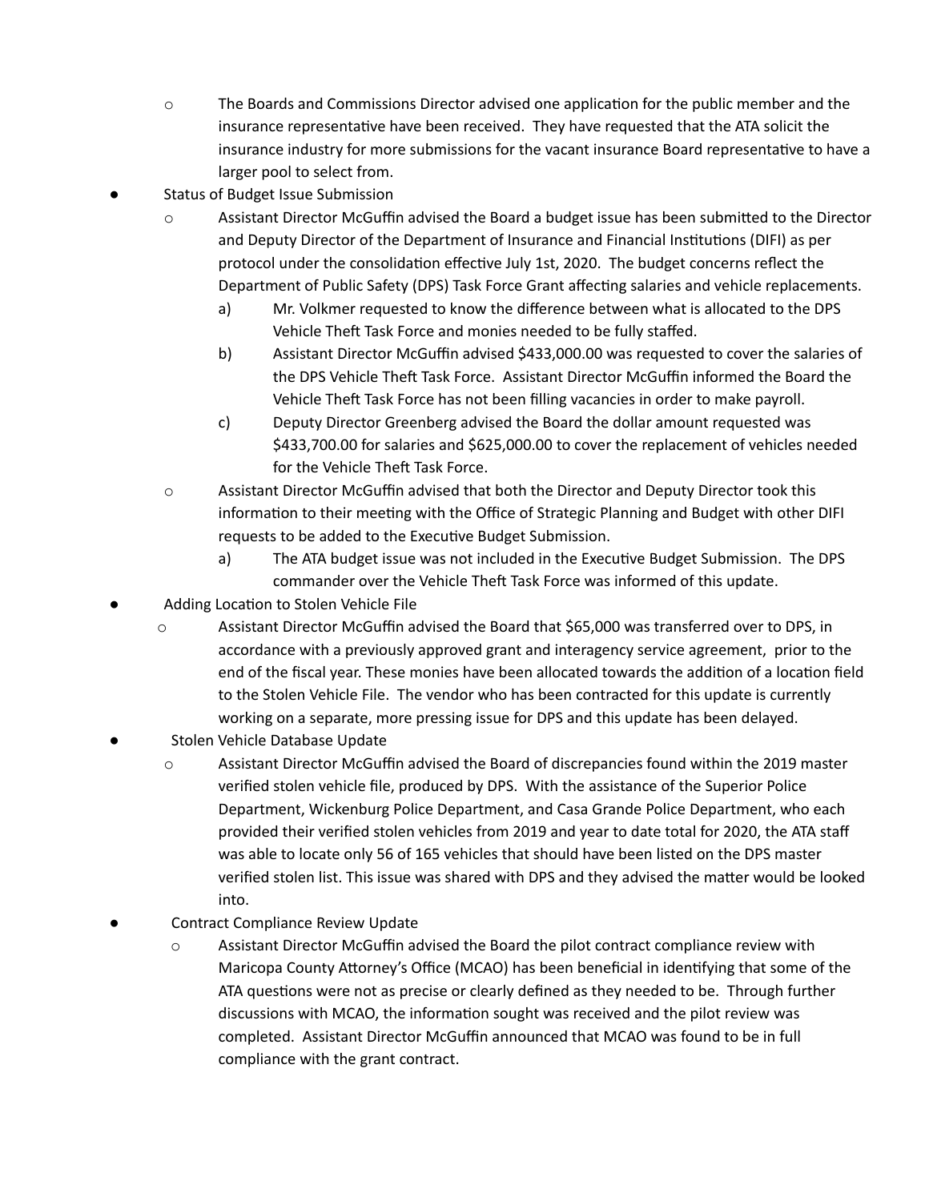- The Boards and Commissions Director advised one application for the public member and the insurance representative have been received. They have requested that the ATA solicit the insurance industry for more submissions for the vacant insurance Board representative to have a larger pool to select from.

- Status of Budget Issue Submission
  - Assistant Director McGuffin advised the Board a budget issue has been submitted to the Director and Deputy Director of the Department of Insurance and Financial Institutions (DIFI) as per protocol under the consolidation effective July 1st, 2020. The budget concerns reflect the Department of Public Safety (DPS) Task Force Grant affecting salaries and vehicle replacements.
    a) Mr. Volkmer requested to know the difference between what is allocated to the DPS Vehicle Theft Task Force and monies needed to be fully staffed.
    b) Assistant Director McGuffin advised $433,000.00 was requested to cover the salaries of the DPS Vehicle Theft Task Force. Assistant Director McGuffin informed the Board the Vehicle Theft Task Force has not been filling vacancies in order to make payroll.
    c) Deputy Director Greenberg advised the Board the dollar amount requested was $433,700.00 for salaries and $625,000.00 to cover the replacement of vehicles needed for the Vehicle Theft Task Force.
  - Assistant Director McGuffin advised that both the Director and Deputy Director took this information to their meeting with the Office of Strategic Planning and Budget with other DIFI requests to be added to the Executive Budget Submission.
    a) The ATA budget issue was not included in the Executive Budget Submission. The DPS commander over the Vehicle Theft Task Force was informed of this update.

- Adding Location to Stolen Vehicle File
  - Assistant Director McGuffin advised the Board that $65,000 was transferred over to DPS, in accordance with a previously approved grant and interagency service agreement, prior to the end of the fiscal year. These monies have been allocated towards the addition of a location field to the Stolen Vehicle File. The vendor who has been contracted for this update is currently working on a separate, more pressing issue for DPS and this update has been delayed.

- Stolen Vehicle Database Update
  - Assistant Director McGuffin advised the Board of discrepancies found within the 2019 master verified stolen vehicle file, produced by DPS. With the assistance of the Superior Police Department, Wickenburg Police Department, and Casa Grande Police Department, who each provided their verified stolen vehicles from 2019 and year to date total for 2020, the ATA staff was able to locate only 56 of 165 vehicles that should have been listed on the DPS master verified stolen list. This issue was shared with DPS and they advised the matter would be looked into.

- Contract Compliance Review Update
  - Assistant Director McGuffin advised the Board the pilot contract compliance review with Maricopa County Attorney's Office (MCAO) has been beneficial in identifying that some of the ATA questions were not as precise or clearly defined as they needed to be. Through further discussions with MCAO, the information sought was received and the pilot review was completed. Assistant Director McGuffin announced that MCAO was found to be in full compliance with the grant contract.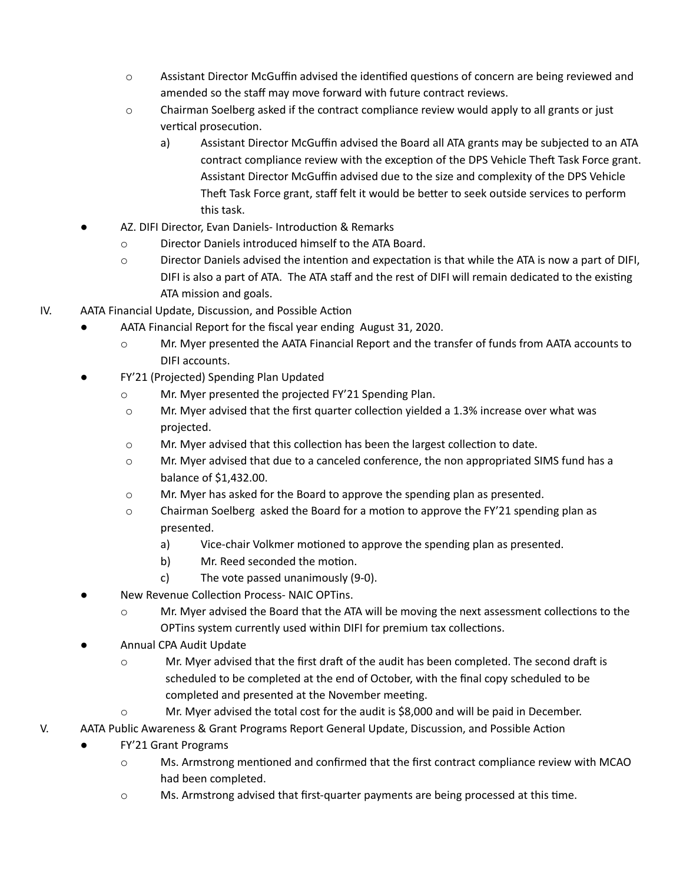- Assistant Director McGuffin advised the identified questions of concern are being reviewed and amended so the staff may move forward with future contract reviews.
- Chairman Soelberg asked if the contract compliance review would apply to all grants or just vertical prosecution.
  a) Assistant Director McGuffin advised the Board all ATA grants may be subjected to an ATA contract compliance review with the exception of the DPS Vehicle Theft Task Force grant. Assistant Director McGuffin advised due to the size and complexity of the DPS Vehicle Theft Task Force grant, staff felt it would be better to seek outside services to perform this task.

- AZ. DIFI Director, Evan Daniels- Introduction & Remarks
  - Director Daniels introduced himself to the ATA Board.
  - Director Daniels advised the intention and expectation is that while the ATA is now a part of DIFI, DIFI is also a part of ATA. The ATA staff and the rest of DIFI will remain dedicated to the existing ATA mission and goals.

IV. AATA Financial Update, Discussion, and Possible Action

- AATA Financial Report for the fiscal year ending August 31, 2020.
  - Mr. Myer presented the AATA Financial Report and the transfer of funds from AATA accounts to DIFI accounts.
- FY'21 (Projected) Spending Plan Updated
  - Mr. Myer presented the projected FY'21 Spending Plan.
  - Mr. Myer advised that the first quarter collection yielded a 1.3% increase over what was projected.
  - Mr. Myer advised that this collection has been the largest collection to date.
  - Mr. Myer advised that due to a canceled conference, the non appropriated SIMS fund has a balance of $1,432.00.
  - Mr. Myer has asked for the Board to approve the spending plan as presented.
  - Chairman Soelberg asked the Board for a motion to approve the FY'21 spending plan as presented.
    a) Vice-chair Volkmer motioned to approve the spending plan as presented.
    b) Mr. Reed seconded the motion.
    c) The vote passed unanimously (9-0).
- New Revenue Collection Process- NAIC OPTins.
  - Mr. Myer advised the Board that the ATA will be moving the next assessment collections to the OPTins system currently used within DIFI for premium tax collections.
- Annual CPA Audit Update
  - Mr. Myer advised that the first draft of the audit has been completed. The second draft is scheduled to be completed at the end of October, with the final copy scheduled to be completed and presented at the November meeting.
  - Mr. Myer advised the total cost for the audit is $8,000 and will be paid in December.

V. AATA Public Awareness & Grant Programs Report General Update, Discussion, and Possible Action

- FY'21 Grant Programs
  - Ms. Armstrong mentioned and confirmed that the first contract compliance review with MCAO had been completed.
  - Ms. Armstrong advised that first-quarter payments are being processed at this time.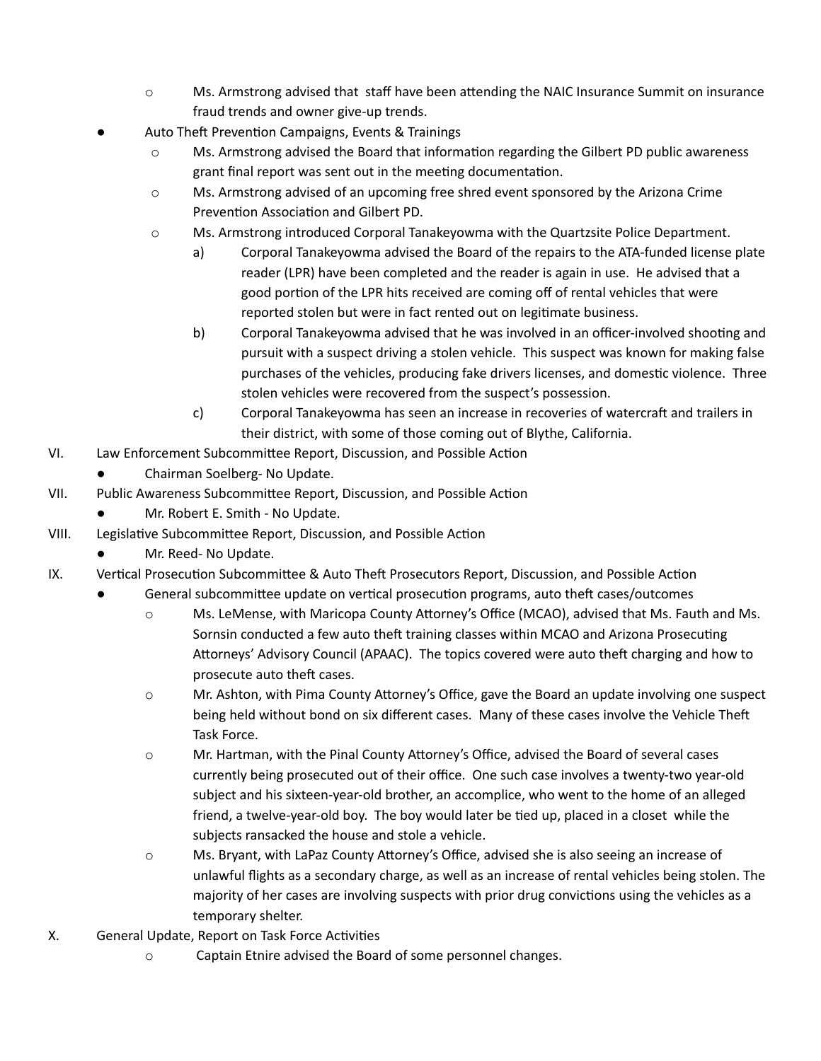- Ms. Armstrong advised that staff have been attending the NAIC Insurance Summit on insurance fraud trends and owner give-up trends.

- Auto Theft Prevention Campaigns, Events & Trainings
  - Ms. Armstrong advised the Board that information regarding the Gilbert PD public awareness grant final report was sent out in the meeting documentation.
  - Ms. Armstrong advised of an upcoming free shred event sponsored by the Arizona Crime Prevention Association and Gilbert PD.
  - Ms. Armstrong introduced Corporal Tanakeyowma with the Quartzsite Police Department.
    - a) Corporal Tanakeyowma advised the Board of the repairs to the ATA-funded license plate reader (LPR) have been completed and the reader is again in use. He advised that a good portion of the LPR hits received are coming off of rental vehicles that were reported stolen but were in fact rented out on legitimate business.
    - b) Corporal Tanakeyowma advised that he was involved in an officer-involved shooting and pursuit with a suspect driving a stolen vehicle. This suspect was known for making false purchases of the vehicles, producing fake drivers licenses, and domestic violence. Three stolen vehicles were recovered from the suspect's possession.
    - c) Corporal Tanakeyowma has seen an increase in recoveries of watercraft and trailers in their district, with some of those coming out of Blythe, California.

VI. Law Enforcement Subcommittee Report, Discussion, and Possible Action
- Chairman Soelberg- No Update.

VII. Public Awareness Subcommittee Report, Discussion, and Possible Action
- Mr. Robert E. Smith - No Update.

VIII. Legislative Subcommittee Report, Discussion, and Possible Action
- Mr. Reed- No Update.

IX. Vertical Prosecution Subcommittee & Auto Theft Prosecutors Report, Discussion, and Possible Action
- General subcommittee update on vertical prosecution programs, auto theft cases/outcomes
  - Ms. LeMense, with Maricopa County Attorney's Office (MCAO), advised that Ms. Fauth and Ms. Sornsin conducted a few auto theft training classes within MCAO and Arizona Prosecuting Attorneys' Advisory Council (APAAC). The topics covered were auto theft charging and how to prosecute auto theft cases.
  - Mr. Ashton, with Pima County Attorney's Office, gave the Board an update involving one suspect being held without bond on six different cases. Many of these cases involve the Vehicle Theft Task Force.
  - Mr. Hartman, with the Pinal County Attorney's Office, advised the Board of several cases currently being prosecuted out of their office. One such case involves a twenty-two year-old subject and his sixteen-year-old brother, an accomplice, who went to the home of an alleged friend, a twelve-year-old boy. The boy would later be tied up, placed in a closet while the subjects ransacked the house and stole a vehicle.
  - Ms. Bryant, with LaPaz County Attorney's Office, advised she is also seeing an increase of unlawful flights as a secondary charge, as well as an increase of rental vehicles being stolen. The majority of her cases are involving suspects with prior drug convictions using the vehicles as a temporary shelter.

X. General Update, Report on Task Force Activities
  - Captain Etnire advised the Board of some personnel changes.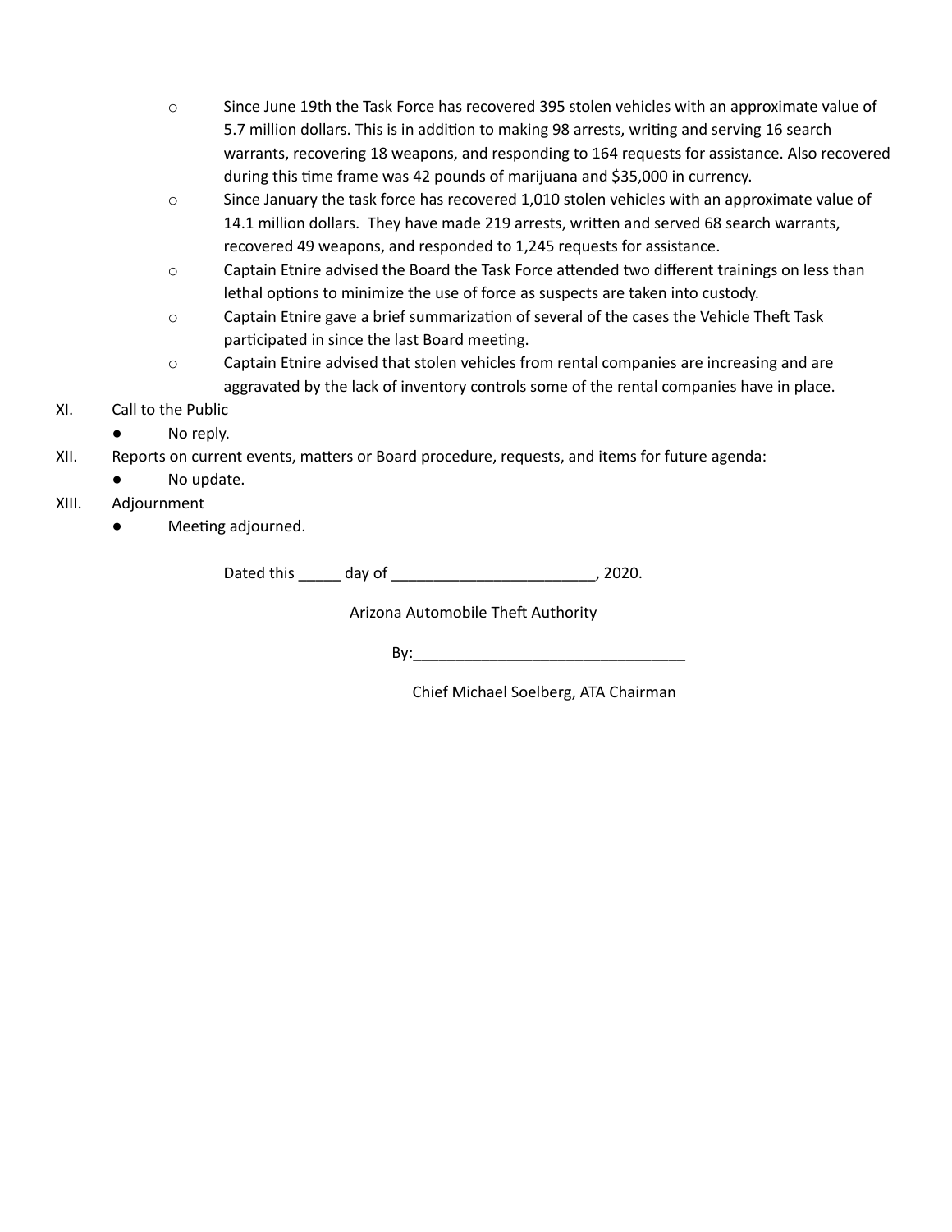- Since June 19th the Task Force has recovered 395 stolen vehicles with an approximate value of 5.7 million dollars. This is in addition to making 98 arrests, writing and serving 16 search warrants, recovering 18 weapons, and responding to 164 requests for assistance. Also recovered during this time frame was 42 pounds of marijuana and $35,000 in currency.
- Since January the task force has recovered 1,010 stolen vehicles with an approximate value of 14.1 million dollars. They have made 219 arrests, written and served 68 search warrants, recovered 49 weapons, and responded to 1,245 requests for assistance.
- Captain Etnire advised the Board the Task Force attended two different trainings on less than lethal options to minimize the use of force as suspects are taken into custody.
- Captain Etnire gave a brief summarization of several of the cases the Vehicle Theft Task participated in since the last Board meeting.
- Captain Etnire advised that stolen vehicles from rental companies are increasing and are aggravated by the lack of inventory controls some of the rental companies have in place.

XI. Call to the Public
- No reply.

XII. Reports on current events, matters or Board procedure, requests, and items for future agenda:
- No update.

XIII. Adjournment
- Meeting adjourned.

Dated this _____ day of ________________________, 2020.

Arizona Automobile Theft Authority

By:________________________________

Chief Michael Soelberg, ATA Chairman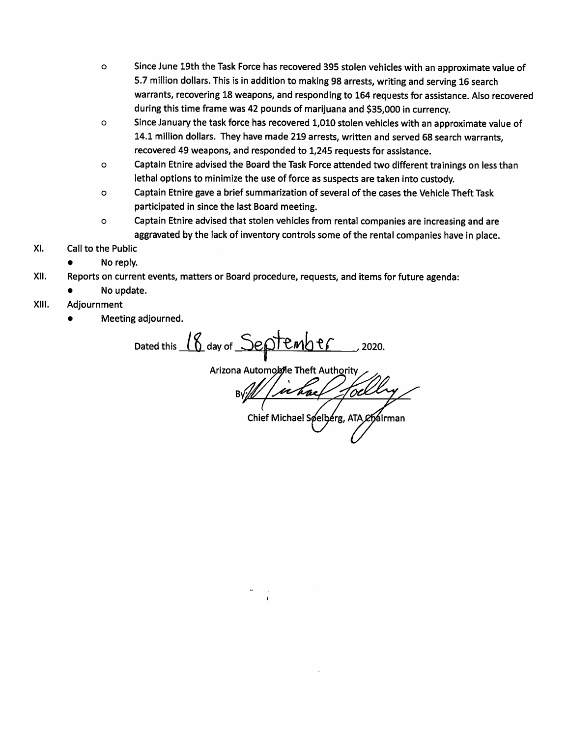- Since June 19th the Task Force has recovered 395 stolen vehicles with an approximate value of 5.7 million dollars. This is in addition to making 98 arrests, writing and serving 16 search warrants, recovering 18 weapons, and responding to 164 requests for assistance. Also recovered during this time frame was 42 pounds of marijuana and $35,000 in currency.
- Since January the task force has recovered 1,010 stolen vehicles with an approximate value of 14.1 million dollars. They have made 219 arrests, written and served 68 search warrants, recovered 49 weapons, and responded to 1,245 requests for assistance.
- Captain Etnire advised the Board the Task Force attended two different trainings on less than lethal options to minimize the use of force as suspects are taken into custody.
- Captain Etnire gave a brief summarization of several of the cases the Vehicle Theft Task participated in since the last Board meeting.
- Captain Etnire advised that stolen vehicles from rental companies are increasing and are aggravated by the lack of inventory controls some of the rental companies have in place.

XI. Call to the Public

- No reply.

XII. Reports on current events, matters or Board procedure, requests, and items for future agenda:

- No update.

XIII. Adjournment

- Meeting adjourned.

Dated this 18 day of September, 2020.

Arizona Automobile Theft Authority

By: Michael Soelberg

Chief Michael Soelberg, ATA Chairman